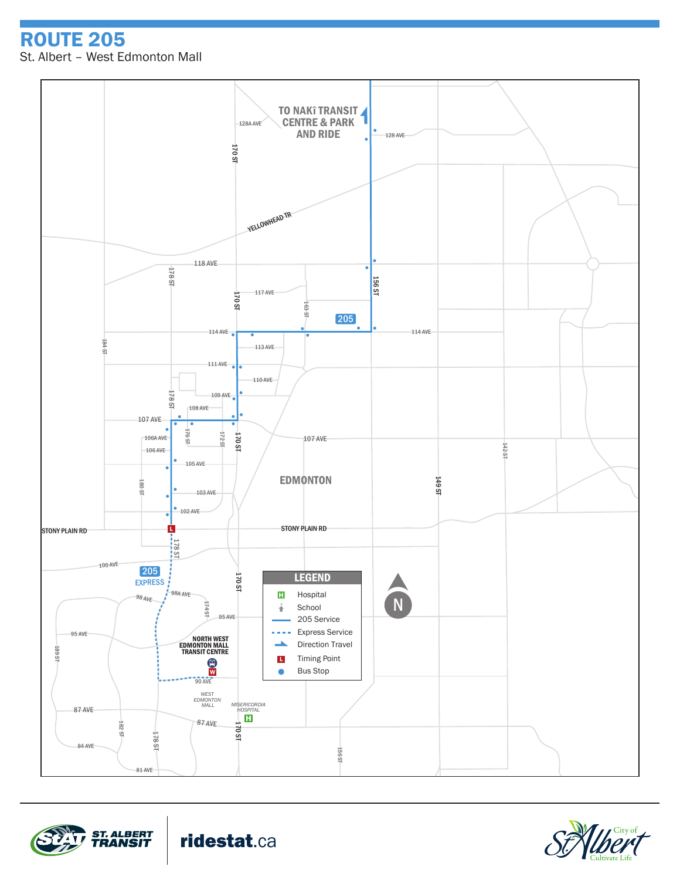# ROUTE 205

St. Albert – West Edmonton Mall

TO NAKÎ TRANSIT CENTRE & PARK AND RIDE

128A AVE
128 AVE
170 ST
YELLOWHEAD TR
118 AVE
178 ST
156 ST
117 AVE
170 ST
163 ST
205
114 AVE
114 AVE
184 ST
113 AVE
111 AVE
110 AVE
178 ST
109 AVE
108 AVE
107 AVE
106A AVE
176 ST
172 ST
170 ST
107 AVE
106 AVE
105 AVE
142 ST
180 ST
EDMONTON
149 ST
103 AVE
102 AVE
STONY PLAIN RD
STONY PLAIN RD
178 ST
100 AVE
205 EXPRESS
170 ST
98 AVE
98A AVE
174 ST
95 AVE
95 AVE
189 ST
NORTH WEST EDMONTON MALL TRANSIT CENTRE
90 AVE
WEST EDMONTON MALL
MISERICORDIA HOSPITAL
87 AVE
87 AVE
182 ST
178 ST
170 ST
156 ST
84 AVE
81 AVE

**LEGEND**

- Hospital
- School
- 205 Service
- Express Service
- Direction Travel
- Timing Point
- Bus Stop

N

ST. ALBERT TRANSIT

ridestat.ca

City of St. Albert
Cultivate Life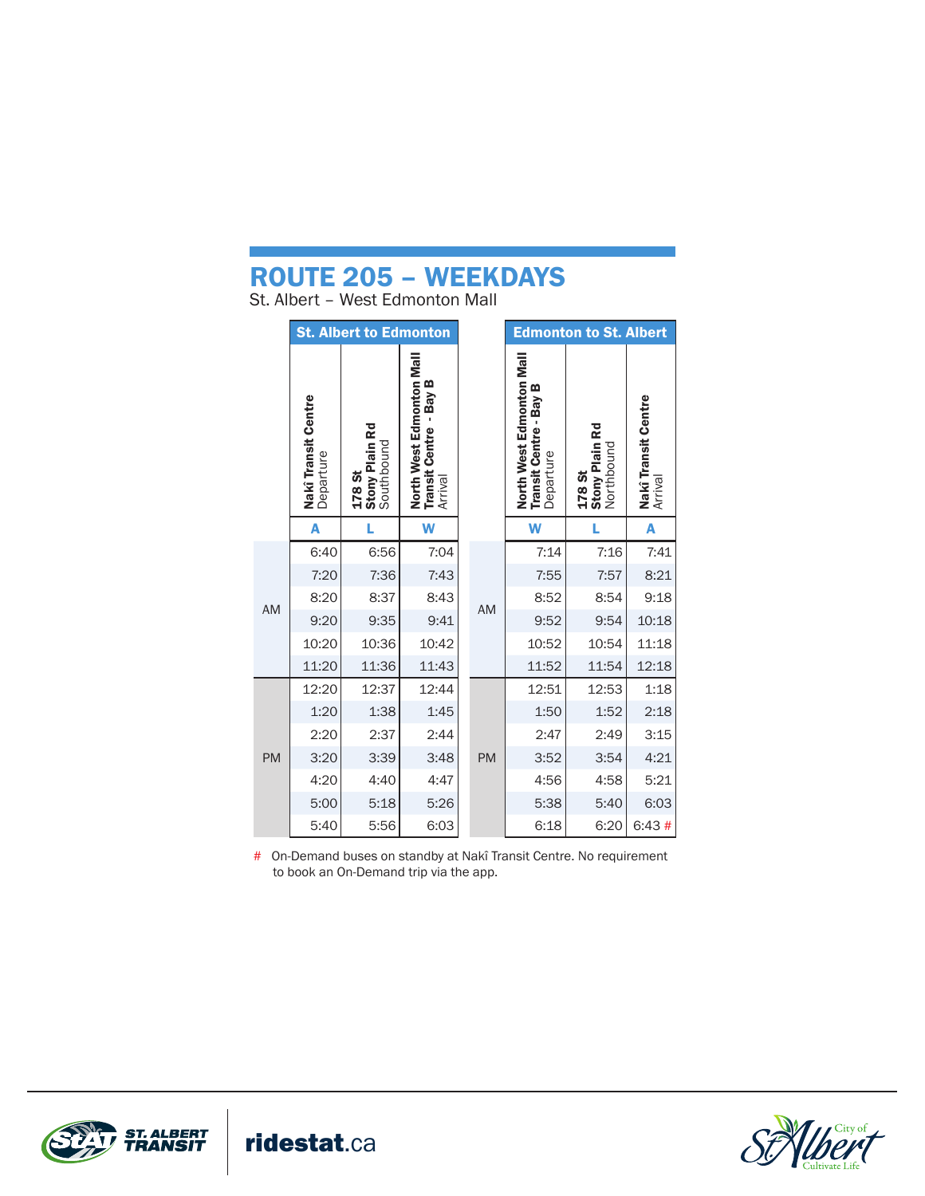# ROUTE 205 – WEEKDAYS

St. Albert – West Edmonton Mall

## St. Albert to Edmonton

| | Nakî Transit Centre Departure | 178 St Stony Plain Rd Southbound | North West Edmonton Mall Transit Centre - Bay B Arrival |
|---|---|---|---|
| | A | L | W |
| AM | 6:40 | 6:56 | 7:04 |
| AM | 7:20 | 7:36 | 7:43 |
| AM | 8:20 | 8:37 | 8:43 |
| AM | 9:20 | 9:35 | 9:41 |
| AM | 10:20 | 10:36 | 10:42 |
| AM | 11:20 | 11:36 | 11:43 |
| PM | 12:20 | 12:37 | 12:44 |
| PM | 1:20 | 1:38 | 1:45 |
| PM | 2:20 | 2:37 | 2:44 |
| PM | 3:20 | 3:39 | 3:48 |
| PM | 4:20 | 4:40 | 4:47 |
| PM | 5:00 | 5:18 | 5:26 |
| PM | 5:40 | 5:56 | 6:03 |

## Edmonton to St. Albert

| | North West Edmonton Mall Transit Centre - Bay B Departure | 178 St Stony Plain Rd Northbound | Nakî Transit Centre Arrival |
|---|---|---|---|
| | W | L | A |
| AM | 7:14 | 7:16 | 7:41 |
| AM | 7:55 | 7:57 | 8:21 |
| AM | 8:52 | 8:54 | 9:18 |
| AM | 9:52 | 9:54 | 10:18 |
| AM | 10:52 | 10:54 | 11:18 |
| AM | 11:52 | 11:54 | 12:18 |
| PM | 12:51 | 12:53 | 1:18 |
| PM | 1:50 | 1:52 | 2:18 |
| PM | 2:47 | 2:49 | 3:15 |
| PM | 3:52 | 3:54 | 4:21 |
| PM | 4:56 | 4:58 | 5:21 |
| PM | 5:38 | 5:40 | 6:03 |
| PM | 6:18 | 6:20 | 6:43 # |

# On-Demand buses on standby at Nakî Transit Centre. No requirement to book an On-Demand trip via the app.

ST. ALBERT TRANSIT | ridestat.ca

City of St. Albert – Cultivate Life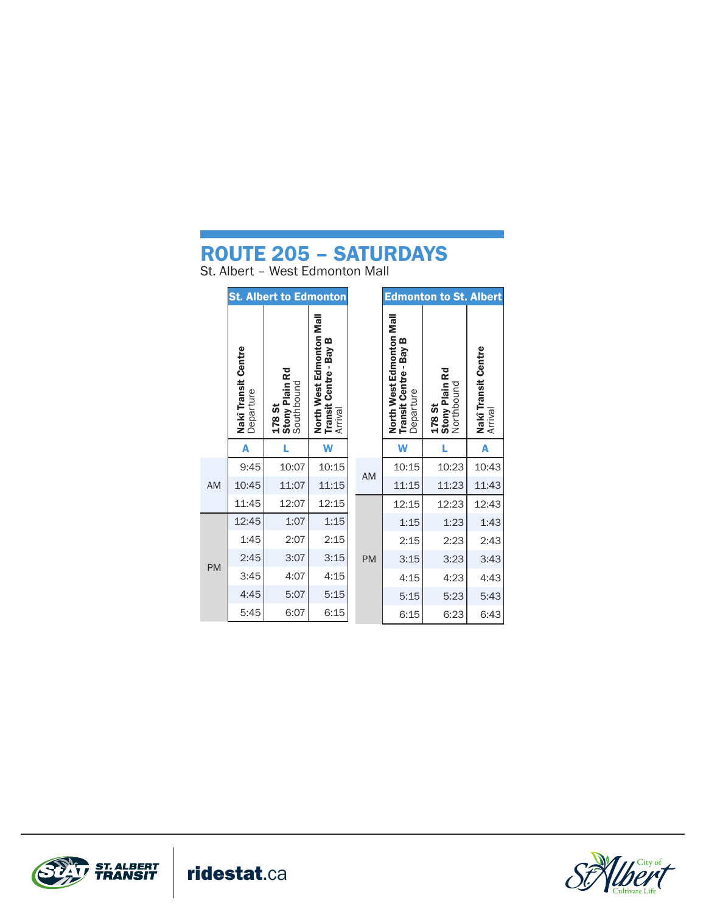# ROUTE 205 – SATURDAYS

St. Albert – West Edmonton Mall

**St. Albert to Edmonton**

| | Nakî Transit Centre Departure | 178 St Stony Plain Rd Southbound | North West Edmonton Mall Transit Centre - Bay B Arrival |
|---|---|---|---|
| | A | L | W |
| AM | 9:45 | 10:07 | 10:15 |
| AM | 10:45 | 11:07 | 11:15 |
| AM | 11:45 | 12:07 | 12:15 |
| PM | 12:45 | 1:07 | 1:15 |
| PM | 1:45 | 2:07 | 2:15 |
| PM | 2:45 | 3:07 | 3:15 |
| PM | 3:45 | 4:07 | 4:15 |
| PM | 4:45 | 5:07 | 5:15 |
| PM | 5:45 | 6:07 | 6:15 |

**Edmonton to St. Albert**

| | North West Edmonton Mall Transit Centre - Bay B Departure | 178 St Stony Plain Rd Northbound | Nakî Transit Centre Arrival |
|---|---|---|---|
| | W | L | A |
| AM | 10:15 | 10:23 | 10:43 |
| AM | 11:15 | 11:23 | 11:43 |
| PM | 12:15 | 12:23 | 12:43 |
| PM | 1:15 | 1:23 | 1:43 |
| PM | 2:15 | 2:23 | 2:43 |
| PM | 3:15 | 3:23 | 3:43 |
| PM | 4:15 | 4:23 | 4:43 |
| PM | 5:15 | 5:23 | 5:43 |
| PM | 6:15 | 6:23 | 6:43 |

StAT ST. ALBERT TRANSIT | ridestat.ca

City of St. Albert – Cultivate Life